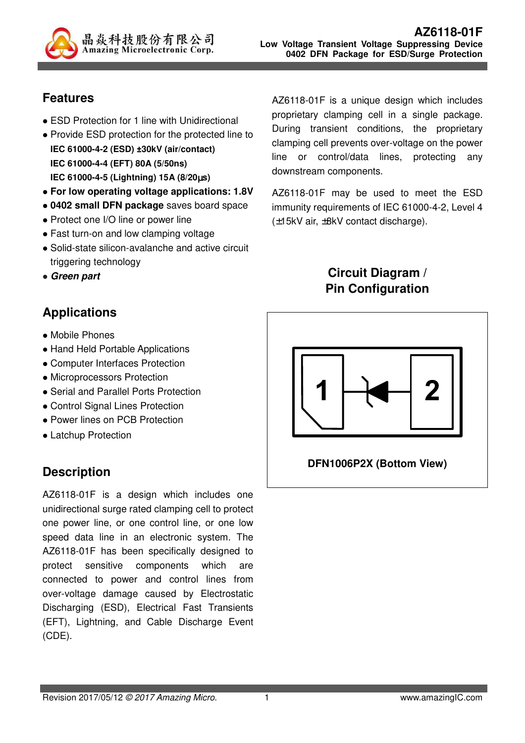# AZ6118-01F

**Low Voltage Transient Voltage Suppressing Device**
**0402 DFN Package for ESD/Surge Protection**

## Features

- ESD Protection for 1 line with Unidirectional
- Provide ESD protection for the protected line to
  **IEC 61000-4-2 (ESD) ±30kV (air/contact)**
  **IEC 61000-4-4 (EFT) 80A (5/50ns)**
  **IEC 61000-4-5 (Lightning) 15A (8/20µs)**
- **For low operating voltage applications: 1.8V**
- **0402 small DFN package** saves board space
- Protect one I/O line or power line
- Fast turn-on and low clamping voltage
- Solid-state silicon-avalanche and active circuit triggering technology
- ***Green part***

## Applications

- Mobile Phones
- Hand Held Portable Applications
- Computer Interfaces Protection
- Microprocessors Protection
- Serial and Parallel Ports Protection
- Control Signal Lines Protection
- Power lines on PCB Protection
- Latchup Protection

## Description

AZ6118-01F is a design which includes one unidirectional surge rated clamping cell to protect one power line, or one control line, or one low speed data line in an electronic system. The AZ6118-01F has been specifically designed to protect sensitive components which are connected to power and control lines from over-voltage damage caused by Electrostatic Discharging (ESD), Electrical Fast Transients (EFT), Lightning, and Cable Discharge Event (CDE).

AZ6118-01F is a unique design which includes proprietary clamping cell in a single package. During transient conditions, the proprietary clamping cell prevents over-voltage on the power line or control/data lines, protecting any downstream components.

AZ6118-01F may be used to meet the ESD immunity requirements of IEC 61000-4-2, Level 4 (±15kV air, ±8kV contact discharge).

## Circuit Diagram / Pin Configuration

**DFN1006P2X (Bottom View)**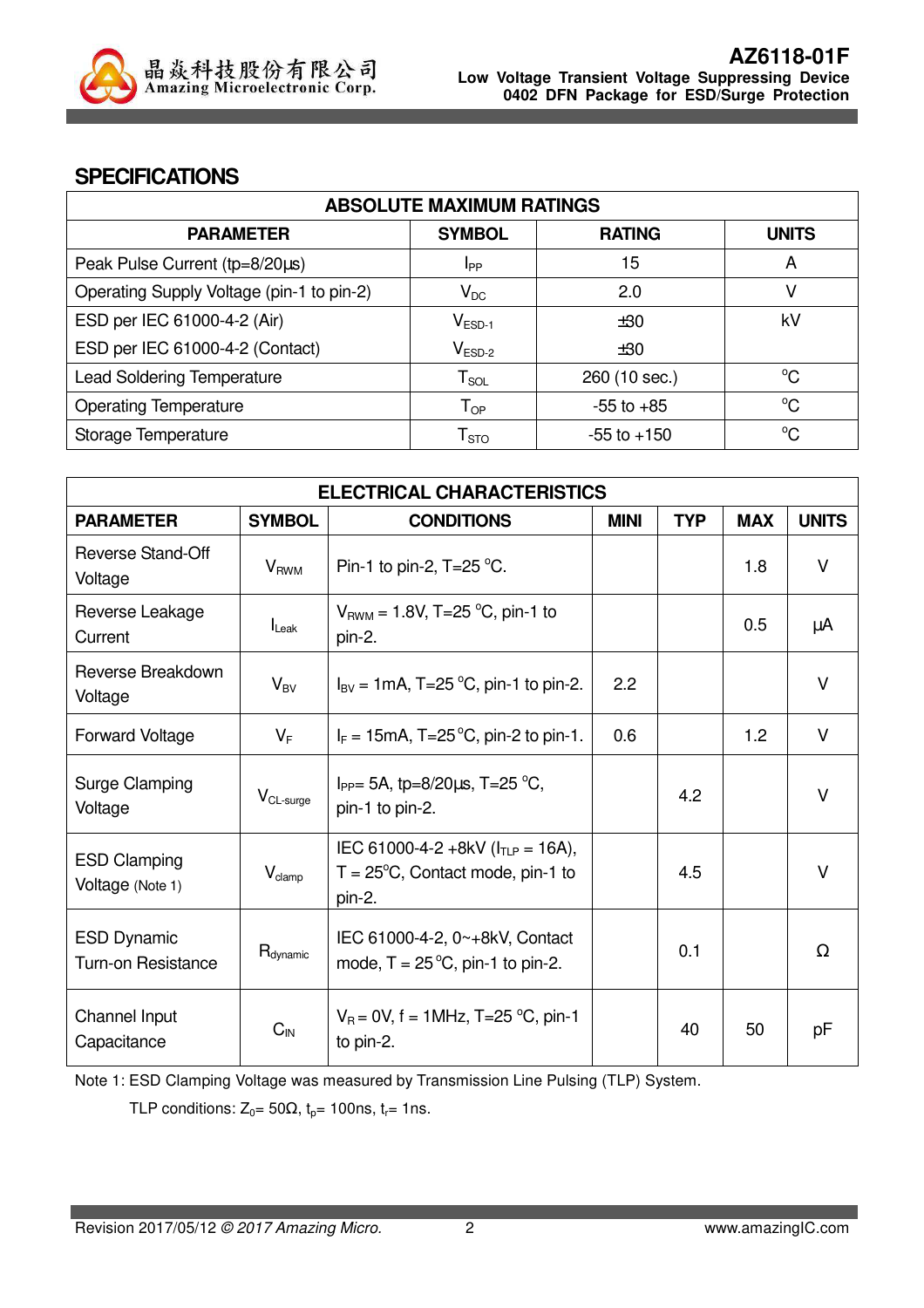## SPECIFICATIONS

| ABSOLUTE MAXIMUM RATINGS | | | |
|---|---|---|---|
| **PARAMETER** | **SYMBOL** | **RATING** | **UNITS** |
| Peak Pulse Current (tp=8/20μs) | $I_{PP}$ | 15 | A |
| Operating Supply Voltage (pin-1 to pin-2) | $V_{DC}$ | 2.0 | V |
| ESD per IEC 61000-4-2 (Air)<br>ESD per IEC 61000-4-2 (Contact) | $V_{ESD-1}$<br>$V_{ESD-2}$ | ±30<br>±30 | kV |
| Lead Soldering Temperature | $T_{SOL}$ | 260 (10 sec.) | °C |
| Operating Temperature | $T_{OP}$ | -55 to +85 | °C |
| Storage Temperature | $T_{STO}$ | -55 to +150 | °C |

| ELECTRICAL CHARACTERISTICS | | | | | | |
|---|---|---|---|---|---|---|
| **PARAMETER** | **SYMBOL** | **CONDITIONS** | **MINI** | **TYP** | **MAX** | **UNITS** |
| Reverse Stand-Off Voltage | $V_{RWM}$ | Pin-1 to pin-2, T=25 °C. | | | 1.8 | V |
| Reverse Leakage Current | $I_{Leak}$ | $V_{RWM}$ = 1.8V, T=25 °C, pin-1 to pin-2. | | | 0.5 | μA |
| Reverse Breakdown Voltage | $V_{BV}$ | $I_{BV}$ = 1mA, T=25 °C, pin-1 to pin-2. | 2.2 | | | V |
| Forward Voltage | $V_F$ | $I_F$ = 15mA, T=25 °C, pin-2 to pin-1. | 0.6 | | 1.2 | V |
| Surge Clamping Voltage | $V_{CL-surge}$ | $I_{PP}$= 5A, tp=8/20μs, T=25 °C, pin-1 to pin-2. | | 4.2 | | V |
| ESD Clamping Voltage (Note 1) | $V_{clamp}$ | IEC 61000-4-2 +8kV ($I_{TLP}$ = 16A), T = 25°C, Contact mode, pin-1 to pin-2. | | 4.5 | | V |
| ESD Dynamic Turn-on Resistance | $R_{dynamic}$ | IEC 61000-4-2, 0~+8kV, Contact mode, T = 25 °C, pin-1 to pin-2. | | 0.1 | | Ω |
| Channel Input Capacitance | $C_{IN}$ | $V_R$ = 0V, f = 1MHz, T=25 °C, pin-1 to pin-2. | | 40 | 50 | pF |

Note 1: ESD Clamping Voltage was measured by Transmission Line Pulsing (TLP) System.

TLP conditions: $Z_0$= 50Ω, $t_p$= 100ns, $t_r$= 1ns.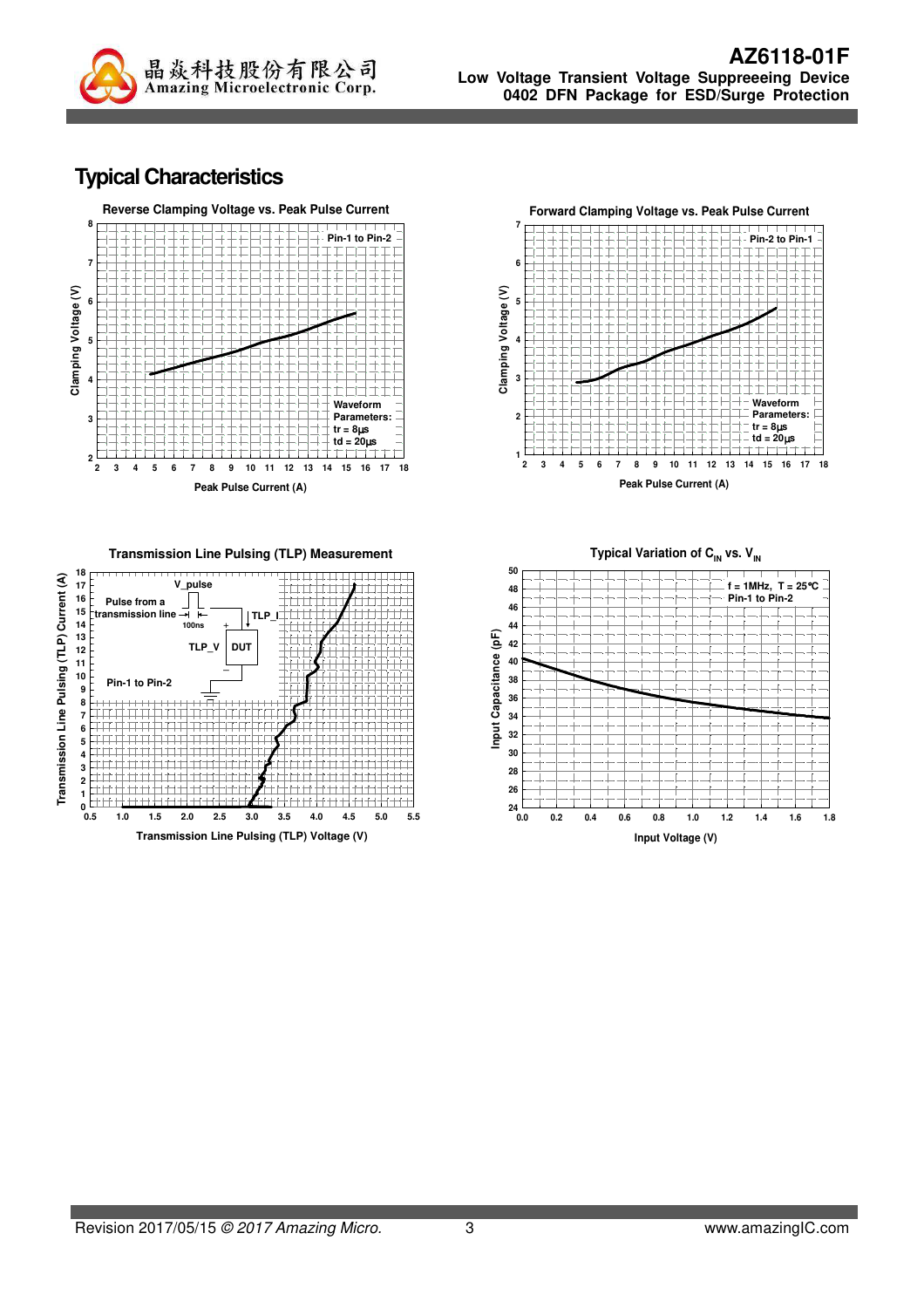## Typical Characteristics

**Reverse Clamping Voltage vs. Peak Pulse Current**

Pin-1 to Pin-2

Waveform Parameters:
tr = 8μs
td = 20μs

Clamping Voltage (V)

Peak Pulse Current (A)

**Forward Clamping Voltage vs. Peak Pulse Current**

Pin-2 to Pin-1

Waveform Parameters:
tr = 8μs
td = 20μs

Clamping Voltage (V)

Peak Pulse Current (A)

**Transmission Line Pulsing (TLP) Measurement**

V_pulse

Pulse from a transmission line

100ns

TLP_I

TLP_V

DUT

Pin-1 to Pin-2

Transmission Line Pulsing (TLP) Current (A)

Transmission Line Pulsing (TLP) Voltage (V)

**Typical Variation of $C_{IN}$ vs. $V_{IN}$**

f = 1MHz, T = 25°C
Pin-1 to Pin-2

Input Capacitance (pF)

Input Voltage (V)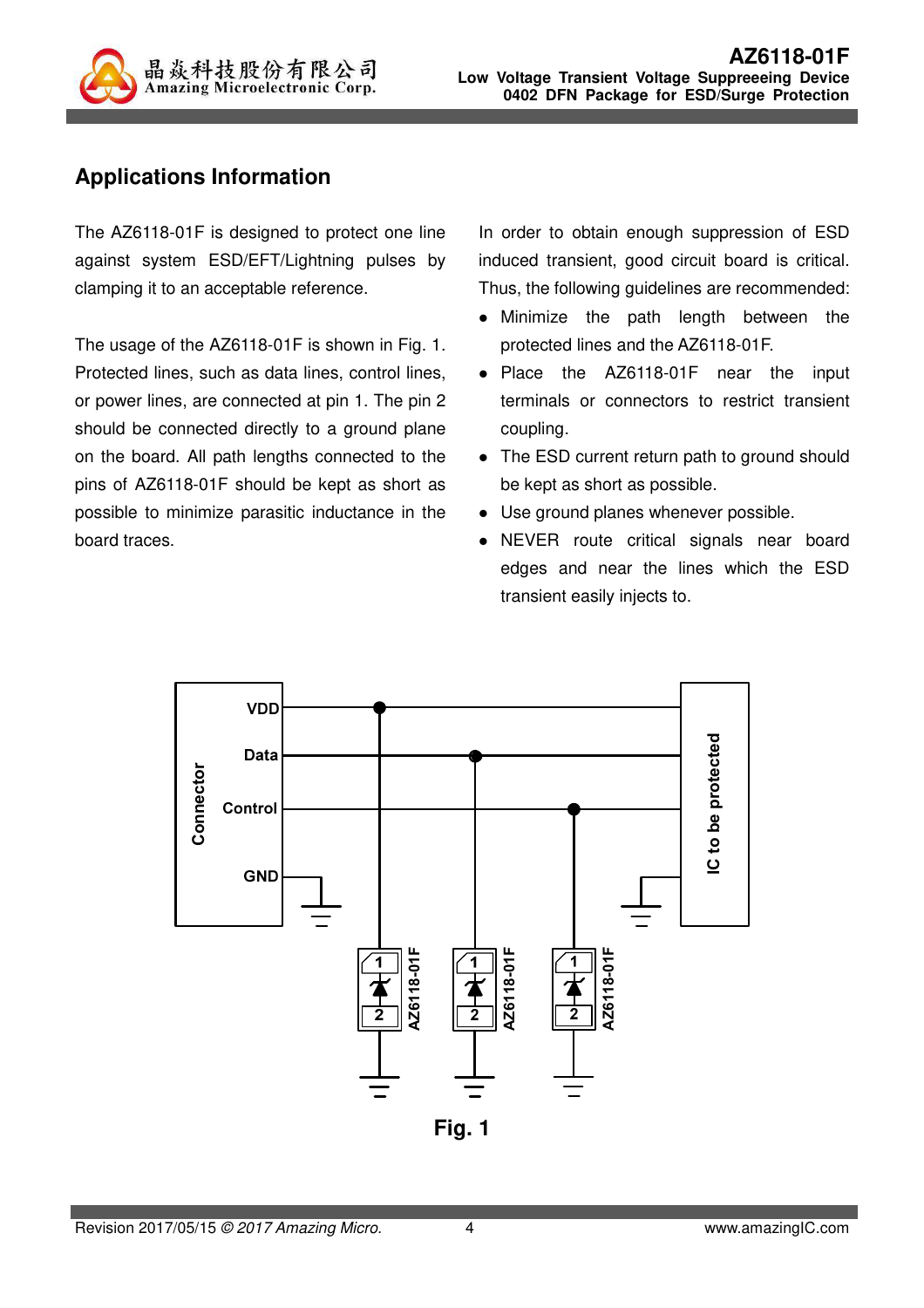## Applications Information

The AZ6118-01F is designed to protect one line against system ESD/EFT/Lightning pulses by clamping it to an acceptable reference.

The usage of the AZ6118-01F is shown in Fig. 1. Protected lines, such as data lines, control lines, or power lines, are connected at pin 1. The pin 2 should be connected directly to a ground plane on the board. All path lengths connected to the pins of AZ6118-01F should be kept as short as possible to minimize parasitic inductance in the board traces.

In order to obtain enough suppression of ESD induced transient, good circuit board is critical. Thus, the following guidelines are recommended:

- Minimize the path length between the protected lines and the AZ6118-01F.
- Place the AZ6118-01F near the input terminals or connectors to restrict transient coupling.
- The ESD current return path to ground should be kept as short as possible.
- Use ground planes whenever possible.
- NEVER route critical signals near board edges and near the lines which the ESD transient easily injects to.

Fig. 1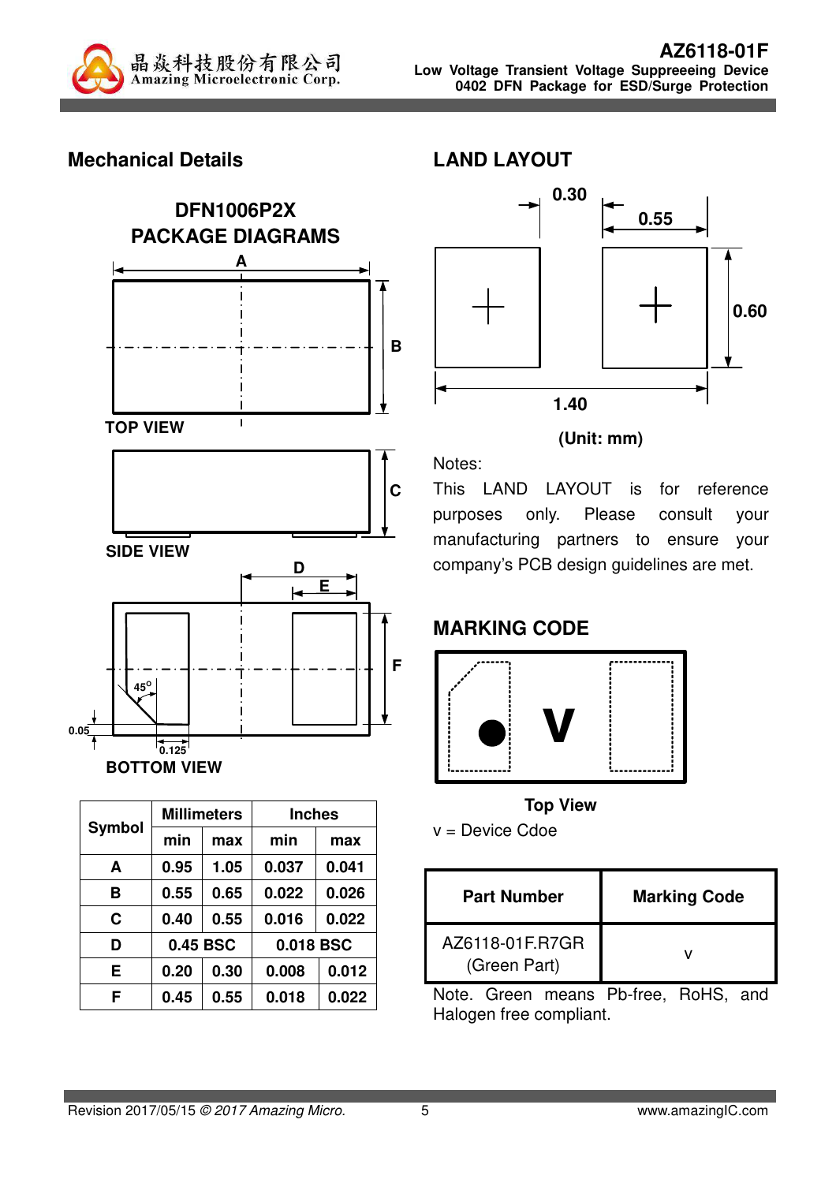## Mechanical Details

### DFN1006P2X PACKAGE DIAGRAMS

TOP VIEW

SIDE VIEW

BOTTOM VIEW

| Symbol | Millimeters | | Inches | |
|---|---|---|---|---|
| | min | max | min | max |
| A | 0.95 | 1.05 | 0.037 | 0.041 |
| B | 0.55 | 0.65 | 0.022 | 0.026 |
| C | 0.40 | 0.55 | 0.016 | 0.022 |
| D | 0.45 BSC | | 0.018 BSC | |
| E | 0.20 | 0.30 | 0.008 | 0.012 |
| F | 0.45 | 0.55 | 0.018 | 0.022 |

## LAND LAYOUT

(Unit: mm)

Notes:

This LAND LAYOUT is for reference purposes only. Please consult your manufacturing partners to ensure your company's PCB design guidelines are met.

## MARKING CODE

Top View

v = Device Cdoe

| Part Number | Marking Code |
|---|---|
| AZ6118-01F.R7GR (Green Part) | v |

Note. Green means Pb-free, RoHS, and Halogen free compliant.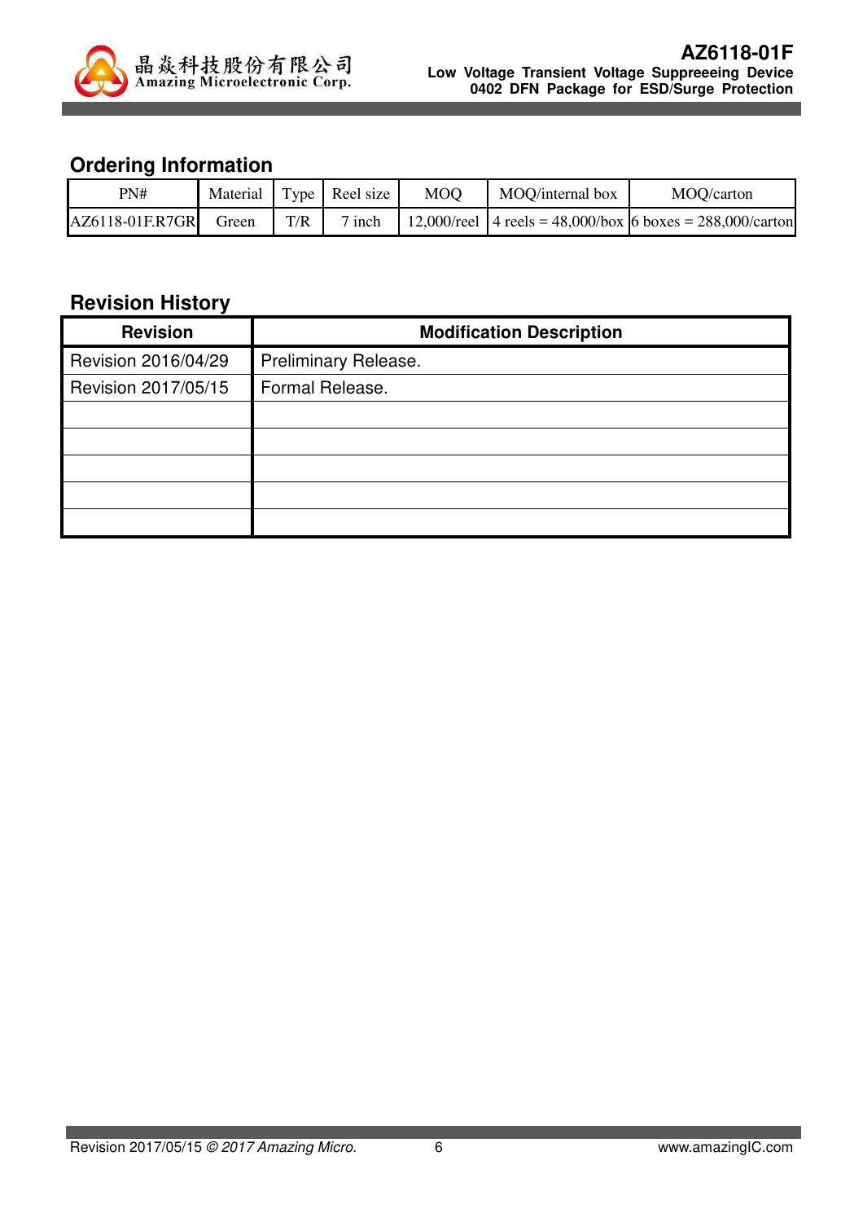## Ordering Information

| PN# | Material | Type | Reel size | MOQ | MOQ/internal box | MOQ/carton |
|---|---|---|---|---|---|---|
| AZ6118-01F.R7GR | Green | T/R | 7 inch | 12,000/reel | 4 reels = 48,000/box | 6 boxes = 288,000/carton |

## Revision History

| Revision | Modification Description |
|---|---|
| Revision 2016/04/29 | Preliminary Release. |
| Revision 2017/05/15 | Formal Release. |
| | |
| | |
| | |
| | |
| | |